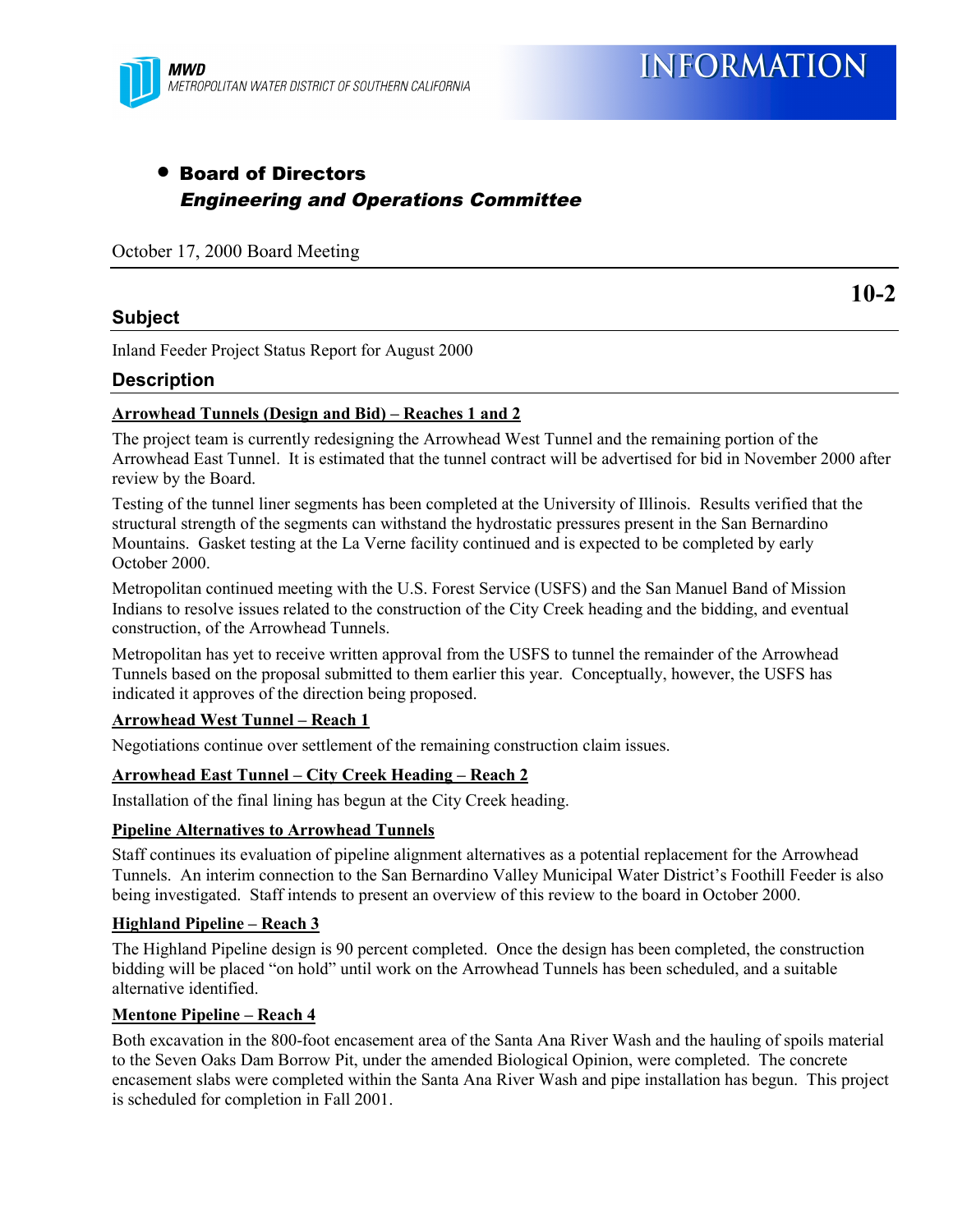MWD
METROPOLITAN WATER DISTRICT OF SOUTHERN CALIFORNIA

# INFORMATION

- **Board of Directors**
  ***Engineering and Operations Committee***

October 17, 2000 Board Meeting

**10-2**

## Subject

Inland Feeder Project Status Report for August 2000

## Description

**Arrowhead Tunnels (Design and Bid) – Reaches 1 and 2**

The project team is currently redesigning the Arrowhead West Tunnel and the remaining portion of the Arrowhead East Tunnel. It is estimated that the tunnel contract will be advertised for bid in November 2000 after review by the Board.

Testing of the tunnel liner segments has been completed at the University of Illinois. Results verified that the structural strength of the segments can withstand the hydrostatic pressures present in the San Bernardino Mountains. Gasket testing at the La Verne facility continued and is expected to be completed by early October 2000.

Metropolitan continued meeting with the U.S. Forest Service (USFS) and the San Manuel Band of Mission Indians to resolve issues related to the construction of the City Creek heading and the bidding, and eventual construction, of the Arrowhead Tunnels.

Metropolitan has yet to receive written approval from the USFS to tunnel the remainder of the Arrowhead Tunnels based on the proposal submitted to them earlier this year. Conceptually, however, the USFS has indicated it approves of the direction being proposed.

**Arrowhead West Tunnel – Reach 1**

Negotiations continue over settlement of the remaining construction claim issues.

**Arrowhead East Tunnel – City Creek Heading – Reach 2**

Installation of the final lining has begun at the City Creek heading.

**Pipeline Alternatives to Arrowhead Tunnels**

Staff continues its evaluation of pipeline alignment alternatives as a potential replacement for the Arrowhead Tunnels. An interim connection to the San Bernardino Valley Municipal Water District's Foothill Feeder is also being investigated. Staff intends to present an overview of this review to the board in October 2000.

**Highland Pipeline – Reach 3**

The Highland Pipeline design is 90 percent completed. Once the design has been completed, the construction bidding will be placed "on hold" until work on the Arrowhead Tunnels has been scheduled, and a suitable alternative identified.

**Mentone Pipeline – Reach 4**

Both excavation in the 800-foot encasement area of the Santa Ana River Wash and the hauling of spoils material to the Seven Oaks Dam Borrow Pit, under the amended Biological Opinion, were completed. The concrete encasement slabs were completed within the Santa Ana River Wash and pipe installation has begun. This project is scheduled for completion in Fall 2001.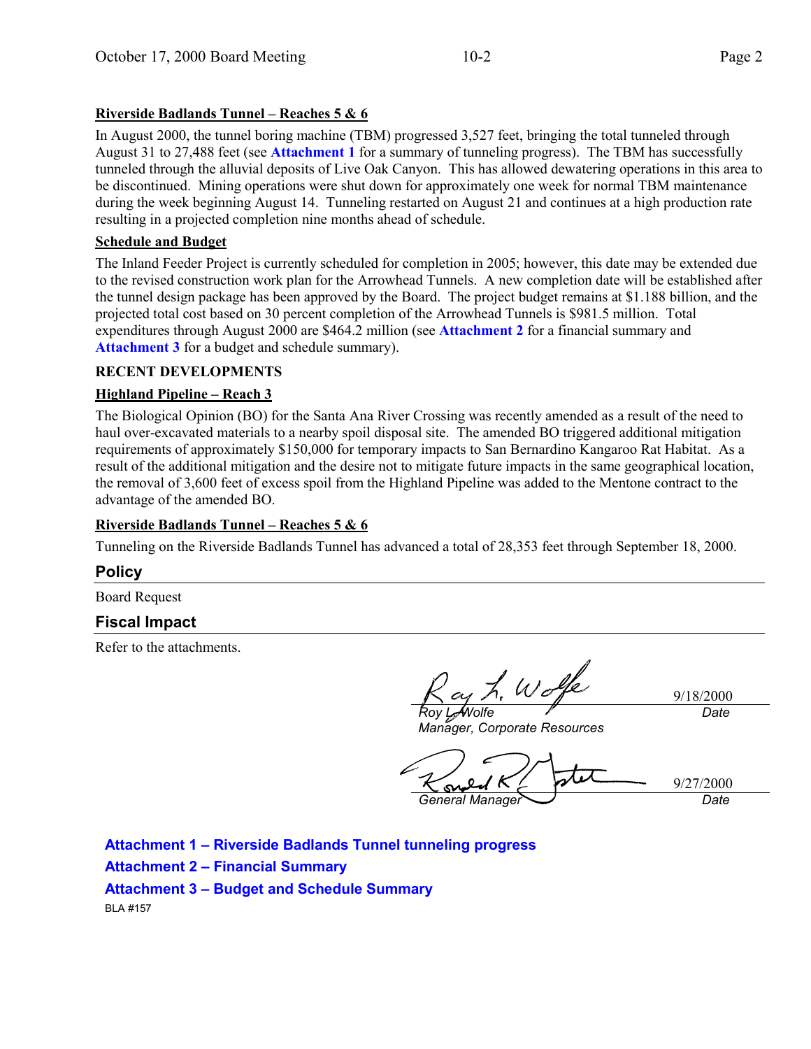**Riverside Badlands Tunnel – Reaches 5 & 6**

In August 2000, the tunnel boring machine (TBM) progressed 3,527 feet, bringing the total tunneled through August 31 to 27,488 feet (see **Attachment 1** for a summary of tunneling progress). The TBM has successfully tunneled through the alluvial deposits of Live Oak Canyon. This has allowed dewatering operations in this area to be discontinued. Mining operations were shut down for approximately one week for normal TBM maintenance during the week beginning August 14. Tunneling restarted on August 21 and continues at a high production rate resulting in a projected completion nine months ahead of schedule.

**Schedule and Budget**

The Inland Feeder Project is currently scheduled for completion in 2005; however, this date may be extended due to the revised construction work plan for the Arrowhead Tunnels. A new completion date will be established after the tunnel design package has been approved by the Board. The project budget remains at $1.188 billion, and the projected total cost based on 30 percent completion of the Arrowhead Tunnels is $981.5 million. Total expenditures through August 2000 are $464.2 million (see **Attachment 2** for a financial summary and **Attachment 3** for a budget and schedule summary).

**RECENT DEVELOPMENTS**

**Highland Pipeline – Reach 3**

The Biological Opinion (BO) for the Santa Ana River Crossing was recently amended as a result of the need to haul over-excavated materials to a nearby spoil disposal site. The amended BO triggered additional mitigation requirements of approximately $150,000 for temporary impacts to San Bernardino Kangaroo Rat Habitat. As a result of the additional mitigation and the desire not to mitigate future impacts in the same geographical location, the removal of 3,600 feet of excess spoil from the Highland Pipeline was added to the Mentone contract to the advantage of the amended BO.

**Riverside Badlands Tunnel – Reaches 5 & 6**

Tunneling on the Riverside Badlands Tunnel has advanced a total of 28,353 feet through September 18, 2000.

## Policy

Board Request

## Fiscal Impact

Refer to the attachments.

Roy L. Wolfe — 9/18/2000
*Roy L. Wolfe*
*Manager, Corporate Resources* — *Date*

Ronald R. Gastelum — 9/27/2000
*General Manager* — *Date*

**Attachment 1 – Riverside Badlands Tunnel tunneling progress**

**Attachment 2 – Financial Summary**

**Attachment 3 – Budget and Schedule Summary**

BLA #157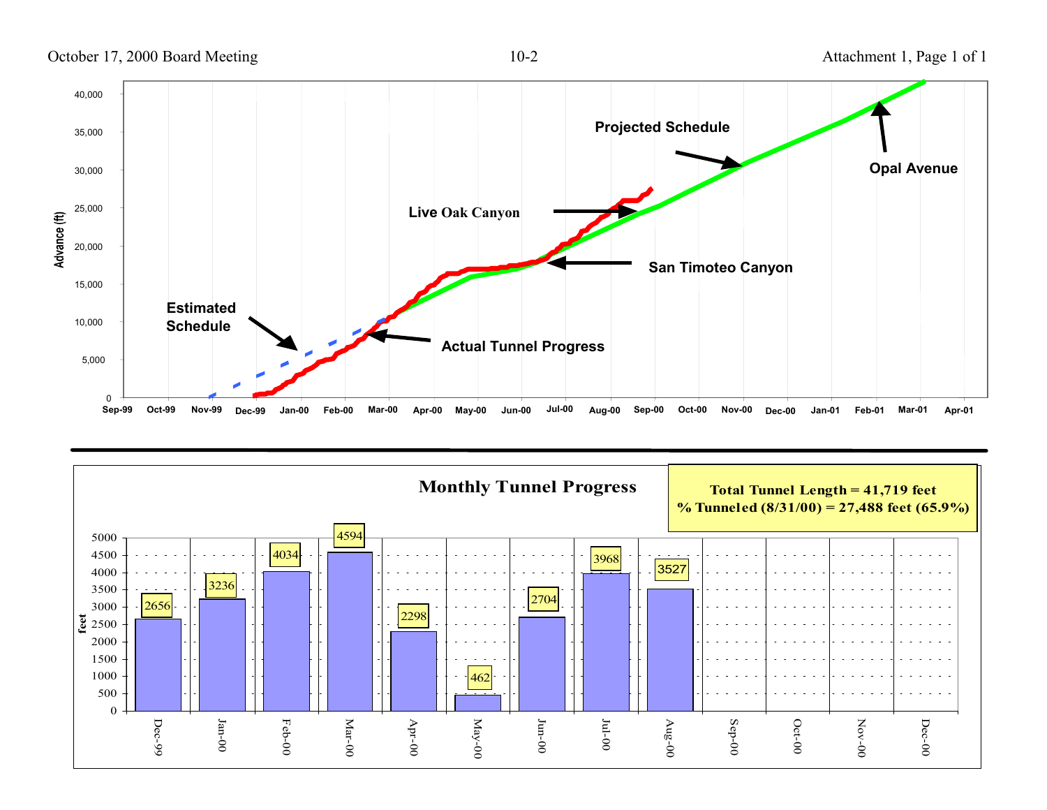Attachment 1, Page 1 of 1

Advance (ft)

Projected Schedule

Opal Avenue

Live Oak Canyon

San Timoteo Canyon

Estimated Schedule

Actual Tunnel Progress

## Monthly Tunnel Progress

**Total Tunnel Length = 41,719 feet**
**% Tunneled (8/31/00) = 27,488 feet (65.9%)**

| Month | feet |
|---|---|
| Dec-99 | 2656 |
| Jan-00 | 3236 |
| Feb-00 | 4034 |
| Mar-00 | 4594 |
| Apr-00 | 2298 |
| May-00 | 462 |
| Jun-00 | 2704 |
| Jul-00 | 3968 |
| Aug-00 | 3527 |
| Sep-00 | |
| Oct-00 | |
| Nov-00 | |
| Dec-00 | |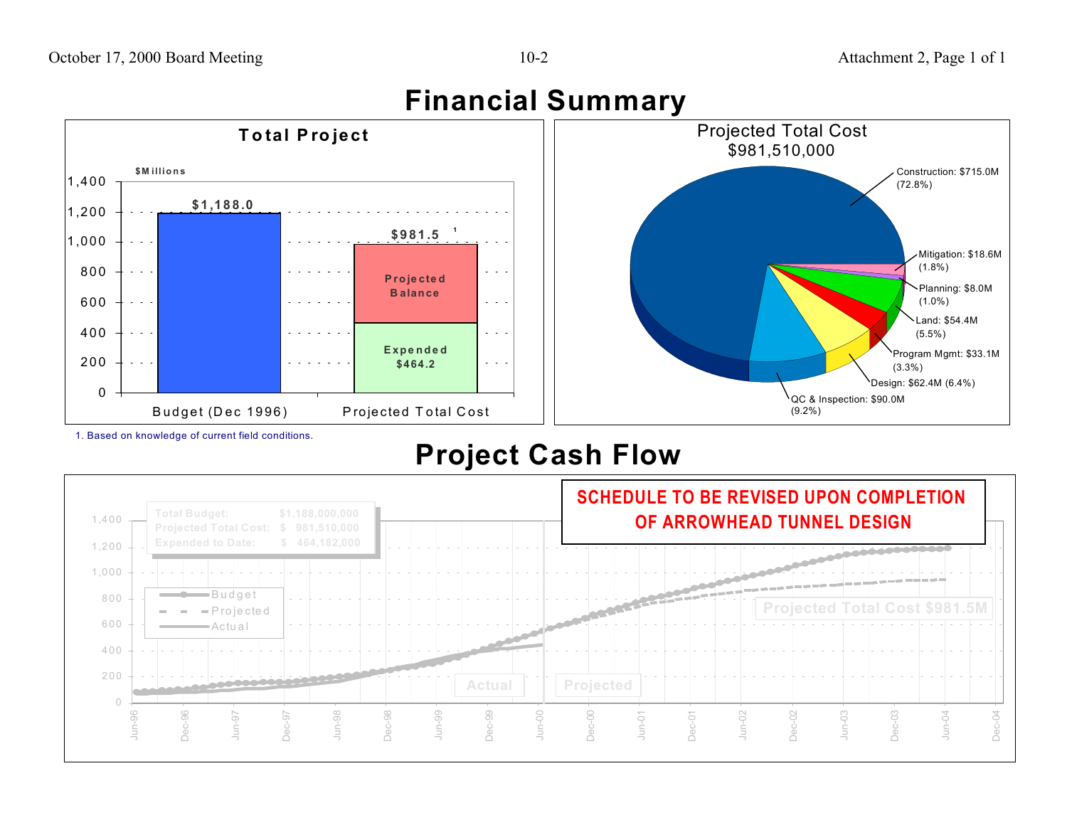# Financial Summary

## Total Project

$Millions

| | Budget (Dec 1996) | Projected Total Cost |
|---|---|---|
| Total | $1,188.0 | $981.5 [1] |
| Projected Balance | | |
| Expended | | $464.2 |

1. Based on knowledge of current field conditions.

## Projected Total Cost $981,510,000

- Construction: $715.0M (72.8%)
- Mitigation: $18.6M (1.8%)
- Planning: $8.0M (1.0%)
- Land: $54.4M (5.5%)
- Program Mgmt: $33.1M (3.3%)
- Design: $62.4M (6.4%)
- QC & Inspection: $90.0M (9.2%)

# Project Cash Flow

**SCHEDULE TO BE REVISED UPON COMPLETION OF ARROWHEAD TUNNEL DESIGN**

| | |
|---|---|
| Total Budget: | $1,188,000,000 |
| Projected Total Cost: | $ 981,510,000 |
| Expended to Date: | $ 464,182,000 |

Projected Total Cost $981.5M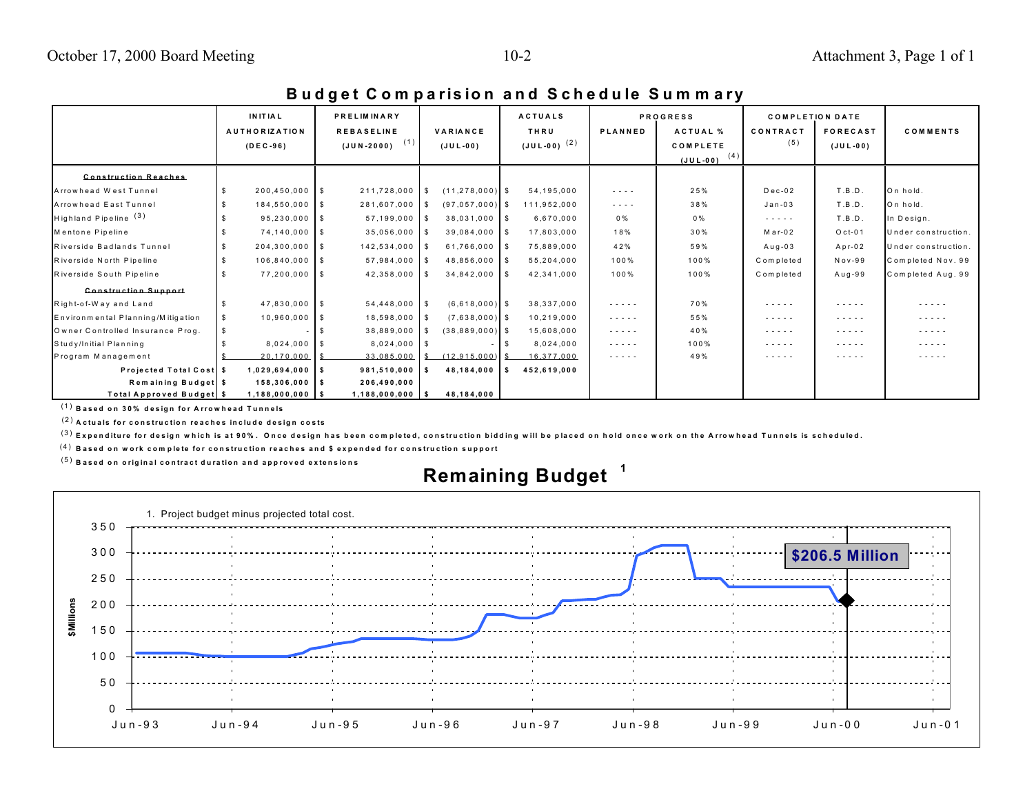# Budget Comparision and Schedule Summary

| | INITIAL AUTHORIZATION (DEC-96) | PRELIMINARY REBASELINE (JUN-2000) (1) | VARIANCE (JUL-00) | ACTUALS THRU (JUL-00) (2) | PROGRESS | | COMPLETION DATE | | COMMENTS |
|---|---|---|---|---|---|---|---|---|---|
| | | | | | PLANNED | ACTUAL % COMPLETE (JUL-00) (4) | CONTRACT (5) | FORECAST (JUL-00) | |
| **Construction Reaches** | | | | | | | | | |
| Arrowhead West Tunnel | $ 200,450,000 | $ 211,728,000 | $ (11,278,000) | $ 54,195,000 | - - - - | 25% | Dec-02 | T.B.D. | On hold. |
| Arrowhead East Tunnel | $ 184,550,000 | $ 281,607,000 | $ (97,057,000) | $ 111,952,000 | - - - - | 38% | Jan-03 | T.B.D. | On hold. |
| Highland Pipeline (3) | $ 95,230,000 | $ 57,199,000 | $ 38,031,000 | $ 6,670,000 | 0% | 0% | - - - - - | T.B.D. | In Design. |
| Mentone Pipeline | $ 74,140,000 | $ 35,056,000 | $ 39,084,000 | $ 17,803,000 | 18% | 30% | Mar-02 | Oct-01 | Under construction. |
| Riverside Badlands Tunnel | $ 204,300,000 | $ 142,534,000 | $ 61,766,000 | $ 75,889,000 | 42% | 59% | Aug-03 | Apr-02 | Under construction. |
| Riverside North Pipeline | $ 106,840,000 | $ 57,984,000 | $ 48,856,000 | $ 55,204,000 | 100% | 100% | Completed | Nov-99 | Completed Nov. 99 |
| Riverside South Pipeline | $ 77,200,000 | $ 42,358,000 | $ 34,842,000 | $ 42,341,000 | 100% | 100% | Completed | Aug-99 | Completed Aug. 99 |
| **Construction Support** | | | | | | | | | |
| Right-of-Way and Land | $ 47,830,000 | $ 54,448,000 | $ (6,618,000) | $ 38,337,000 | - - - - - | 70% | - - - - - | - - - - - | - - - - - |
| Environmental Planning/Mitigation | $ 10,960,000 | $ 18,598,000 | $ (7,638,000) | $ 10,219,000 | - - - - - | 55% | - - - - - | - - - - - | - - - - - |
| Owner Controlled Insurance Prog. | $ - | $ 38,889,000 | $ (38,889,000) | $ 15,608,000 | - - - - - | 40% | - - - - - | - - - - - | - - - - - |
| Study/Initial Planning | $ 8,024,000 | $ 8,024,000 | $ - | $ 8,024,000 | - - - - - | 100% | - - - - - | - - - - - | - - - - - |
| Program Management | $ 20,170,000 | $ 33,085,000 | $ (12,915,000) | $ 16,377,000 | - - - - - | 49% | - - - - - | - - - - - | - - - - - |
| **Projected Total Cost** | **$ 1,029,694,000** | **$ 981,510,000** | **$ 48,184,000** | **$ 452,619,000** | | | | | |
| **Remaining Budget** | **$ 158,306,000** | **$ 206,490,000** | | | | | | | |
| **Total Approved Budget** | **$ 1,188,000,000** | **$ 1,188,000,000** | **$ 48,184,000** | | | | | | |

(1) **Based on 30% design for Arrowhead Tunnels**

(2) **Actuals for construction reaches include design costs**

(3) **Expenditure for design which is at 90%. Once design has been completed, construction bidding will be placed on hold once work on the Arrowhead Tunnels is scheduled.**

(4) **Based on work complete for construction reaches and $ expended for construction support**

(5) **Based on original contract duration and approved extensions**

## Remaining Budget [1]

1. Project budget minus projected total cost.

$206.5 Million

$Millions

0
50
100
150
200
250
300
350

Jun-93
Jun-94
Jun-95
Jun-96
Jun-97
Jun-98
Jun-99
Jun-00
Jun-01